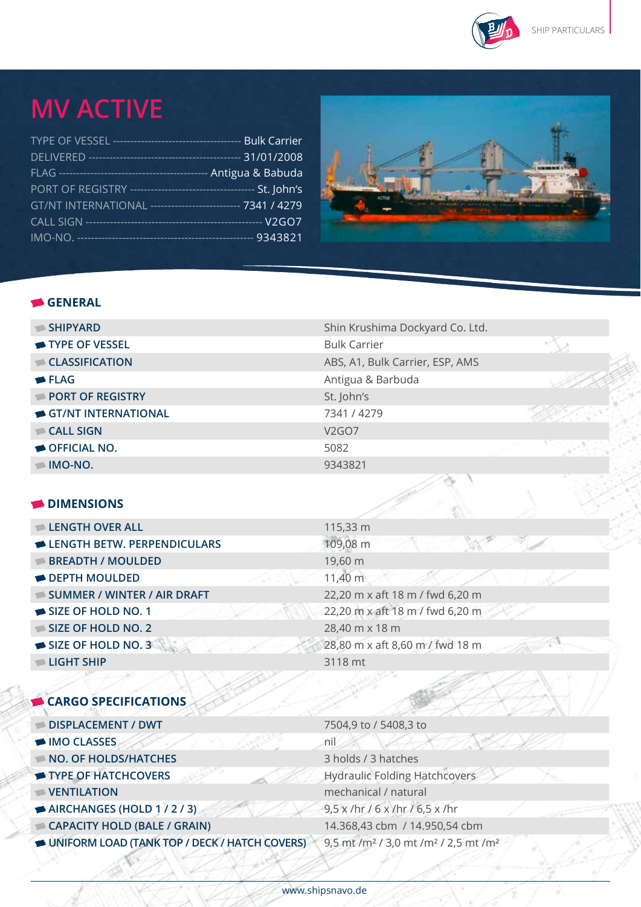# MV ACTIVE

TYPE OF VESSEL ------------------------------------ Bulk Carrier
DELIVERED ------------------------------------------ 31/01/2008
FLAG ------------------------------------------ Antigua & Babuda
PORT OF REGISTRY ---------------------------------- St. John's
GT/NT INTERNATIONAL ------------------------ 7341 / 4279
CALL SIGN -------------------------------------------------- V2GO7
IMO-NO. ------------------------------------------------- 9343821

## GENERAL

| | |
|---|---|
| SHIPYARD | Shin Krushima Dockyard Co. Ltd. |
| TYPE OF VESSEL | Bulk Carrier |
| CLASSIFICATION | ABS, A1, Bulk Carrier, ESP, AMS |
| FLAG | Antigua & Barbuda |
| PORT OF REGISTRY | St. John's |
| GT/NT INTERNATIONAL | 7341 / 4279 |
| CALL SIGN | V2GO7 |
| OFFICIAL NO. | 5082 |
| IMO-NO. | 9343821 |

## DIMENSIONS

| | |
|---|---|
| LENGTH OVER ALL | 115,33 m |
| LENGTH BETW. PERPENDICULARS | 109,08 m |
| BREADTH / MOULDED | 19,60 m |
| DEPTH MOULDED | 11,40 m |
| SUMMER / WINTER / AIR DRAFT | 22,20 m x aft 18 m / fwd 6,20 m |
| SIZE OF HOLD NO. 1 | 22,20 m x aft 18 m / fwd 6,20 m |
| SIZE OF HOLD NO. 2 | 28,40 m x 18 m |
| SIZE OF HOLD NO. 3 | 28,80 m x aft 8,60 m / fwd 18 m |
| LIGHT SHIP | 3118 mt |

## CARGO SPECIFICATIONS

| | |
|---|---|
| DISPLACEMENT / DWT | 7504,9 to / 5408,3 to |
| IMO CLASSES | nil |
| NO. OF HOLDS/HATCHES | 3 holds / 3 hatches |
| TYPE OF HATCHCOVERS | Hydraulic Folding Hatchcovers |
| VENTILATION | mechanical / natural |
| AIRCHANGES (HOLD 1 / 2 / 3) | 9,5 x /hr / 6 x /hr / 6,5 x /hr |
| CAPACITY HOLD (BALE / GRAIN) | 14.368,43 cbm / 14.950,54 cbm |
| UNIFORM LOAD (TANK TOP / DECK / HATCH COVERS) | 9,5 mt /m² / 3,0 mt /m² / 2,5 mt /m² |

www.shipsnavo.de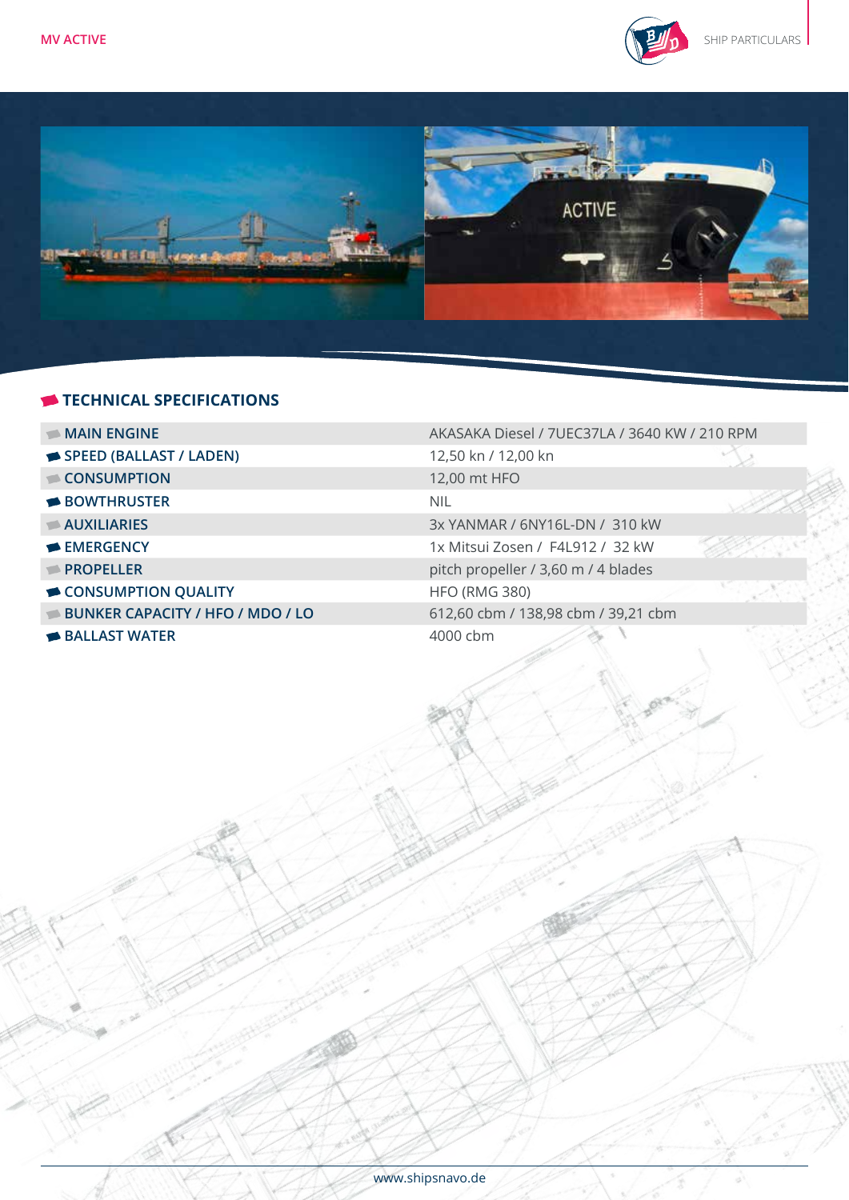## TECHNICAL SPECIFICATIONS

| | |
|---|---|
| MAIN ENGINE | AKASAKA Diesel / 7UEC37LA / 3640 KW / 210 RPM |
| SPEED (BALLAST / LADEN) | 12,50 kn / 12,00 kn |
| CONSUMPTION | 12,00 mt HFO |
| BOWTHRUSTER | NIL |
| AUXILIARIES | 3x YANMAR / 6NY16L-DN / 310 kW |
| EMERGENCY | 1x Mitsui Zosen / F4L912 / 32 kW |
| PROPELLER | pitch propeller / 3,60 m / 4 blades |
| CONSUMPTION QUALITY | HFO (RMG 380) |
| BUNKER CAPACITY / HFO / MDO / LO | 612,60 cbm / 138,98 cbm / 39,21 cbm |
| BALLAST WATER | 4000 cbm |